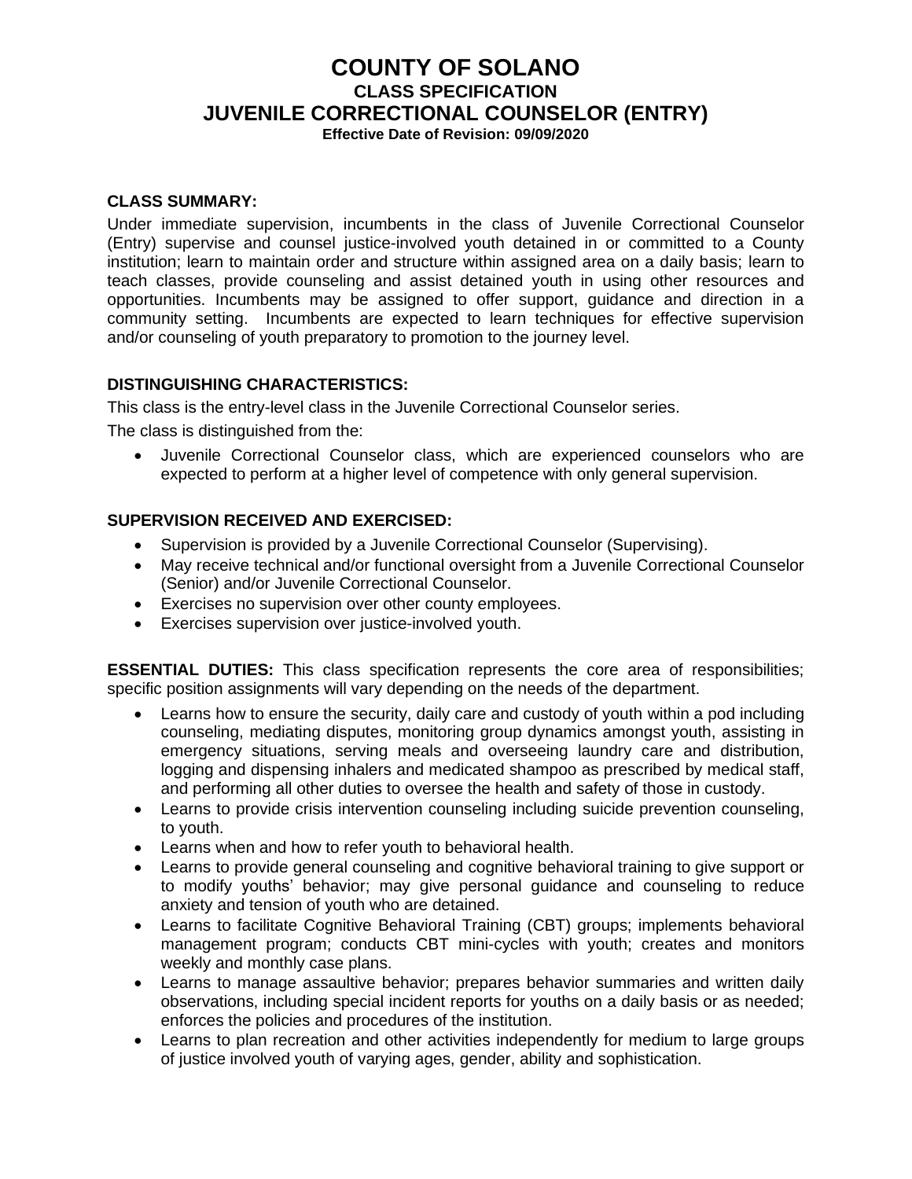# COUNTY OF SOLANO

## CLASS SPECIFICATION

## JUVENILE CORRECTIONAL COUNSELOR (ENTRY)

**Effective Date of Revision: 09/09/2020**

**CLASS SUMMARY:**

Under immediate supervision, incumbents in the class of Juvenile Correctional Counselor (Entry) supervise and counsel justice-involved youth detained in or committed to a County institution; learn to maintain order and structure within assigned area on a daily basis; learn to teach classes, provide counseling and assist detained youth in using other resources and opportunities. Incumbents may be assigned to offer support, guidance and direction in a community setting. Incumbents are expected to learn techniques for effective supervision and/or counseling of youth preparatory to promotion to the journey level.

**DISTINGUISHING CHARACTERISTICS:**

This class is the entry-level class in the Juvenile Correctional Counselor series.

The class is distinguished from the:

- Juvenile Correctional Counselor class, which are experienced counselors who are expected to perform at a higher level of competence with only general supervision.

**SUPERVISION RECEIVED AND EXERCISED:**

- Supervision is provided by a Juvenile Correctional Counselor (Supervising).
- May receive technical and/or functional oversight from a Juvenile Correctional Counselor (Senior) and/or Juvenile Correctional Counselor.
- Exercises no supervision over other county employees.
- Exercises supervision over justice-involved youth.

**ESSENTIAL DUTIES:** This class specification represents the core area of responsibilities; specific position assignments will vary depending on the needs of the department.

- Learns how to ensure the security, daily care and custody of youth within a pod including counseling, mediating disputes, monitoring group dynamics amongst youth, assisting in emergency situations, serving meals and overseeing laundry care and distribution, logging and dispensing inhalers and medicated shampoo as prescribed by medical staff, and performing all other duties to oversee the health and safety of those in custody.
- Learns to provide crisis intervention counseling including suicide prevention counseling, to youth.
- Learns when and how to refer youth to behavioral health.
- Learns to provide general counseling and cognitive behavioral training to give support or to modify youths' behavior; may give personal guidance and counseling to reduce anxiety and tension of youth who are detained.
- Learns to facilitate Cognitive Behavioral Training (CBT) groups; implements behavioral management program; conducts CBT mini-cycles with youth; creates and monitors weekly and monthly case plans.
- Learns to manage assaultive behavior; prepares behavior summaries and written daily observations, including special incident reports for youths on a daily basis or as needed; enforces the policies and procedures of the institution.
- Learns to plan recreation and other activities independently for medium to large groups of justice involved youth of varying ages, gender, ability and sophistication.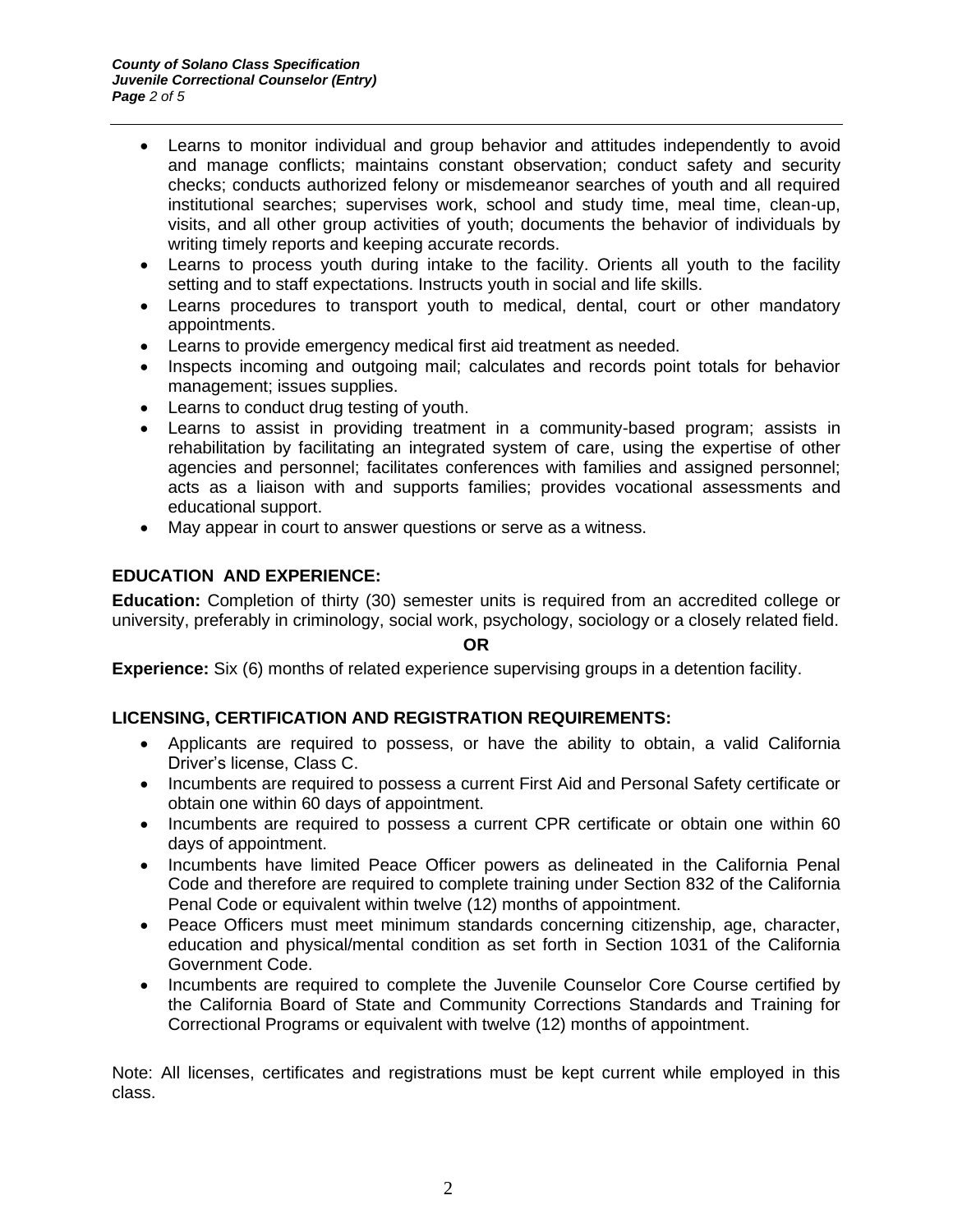- Learns to monitor individual and group behavior and attitudes independently to avoid and manage conflicts; maintains constant observation; conduct safety and security checks; conducts authorized felony or misdemeanor searches of youth and all required institutional searches; supervises work, school and study time, meal time, clean-up, visits, and all other group activities of youth; documents the behavior of individuals by writing timely reports and keeping accurate records.
- Learns to process youth during intake to the facility. Orients all youth to the facility setting and to staff expectations. Instructs youth in social and life skills.
- Learns procedures to transport youth to medical, dental, court or other mandatory appointments.
- Learns to provide emergency medical first aid treatment as needed.
- Inspects incoming and outgoing mail; calculates and records point totals for behavior management; issues supplies.
- Learns to conduct drug testing of youth.
- Learns to assist in providing treatment in a community-based program; assists in rehabilitation by facilitating an integrated system of care, using the expertise of other agencies and personnel; facilitates conferences with families and assigned personnel; acts as a liaison with and supports families; provides vocational assessments and educational support.
- May appear in court to answer questions or serve as a witness.

## EDUCATION AND EXPERIENCE:

**Education:** Completion of thirty (30) semester units is required from an accredited college or university, preferably in criminology, social work, psychology, sociology or a closely related field.

**OR**

**Experience:** Six (6) months of related experience supervising groups in a detention facility.

## LICENSING, CERTIFICATION AND REGISTRATION REQUIREMENTS:

- Applicants are required to possess, or have the ability to obtain, a valid California Driver's license, Class C.
- Incumbents are required to possess a current First Aid and Personal Safety certificate or obtain one within 60 days of appointment.
- Incumbents are required to possess a current CPR certificate or obtain one within 60 days of appointment.
- Incumbents have limited Peace Officer powers as delineated in the California Penal Code and therefore are required to complete training under Section 832 of the California Penal Code or equivalent within twelve (12) months of appointment.
- Peace Officers must meet minimum standards concerning citizenship, age, character, education and physical/mental condition as set forth in Section 1031 of the California Government Code.
- Incumbents are required to complete the Juvenile Counselor Core Course certified by the California Board of State and Community Corrections Standards and Training for Correctional Programs or equivalent with twelve (12) months of appointment.

Note: All licenses, certificates and registrations must be kept current while employed in this class.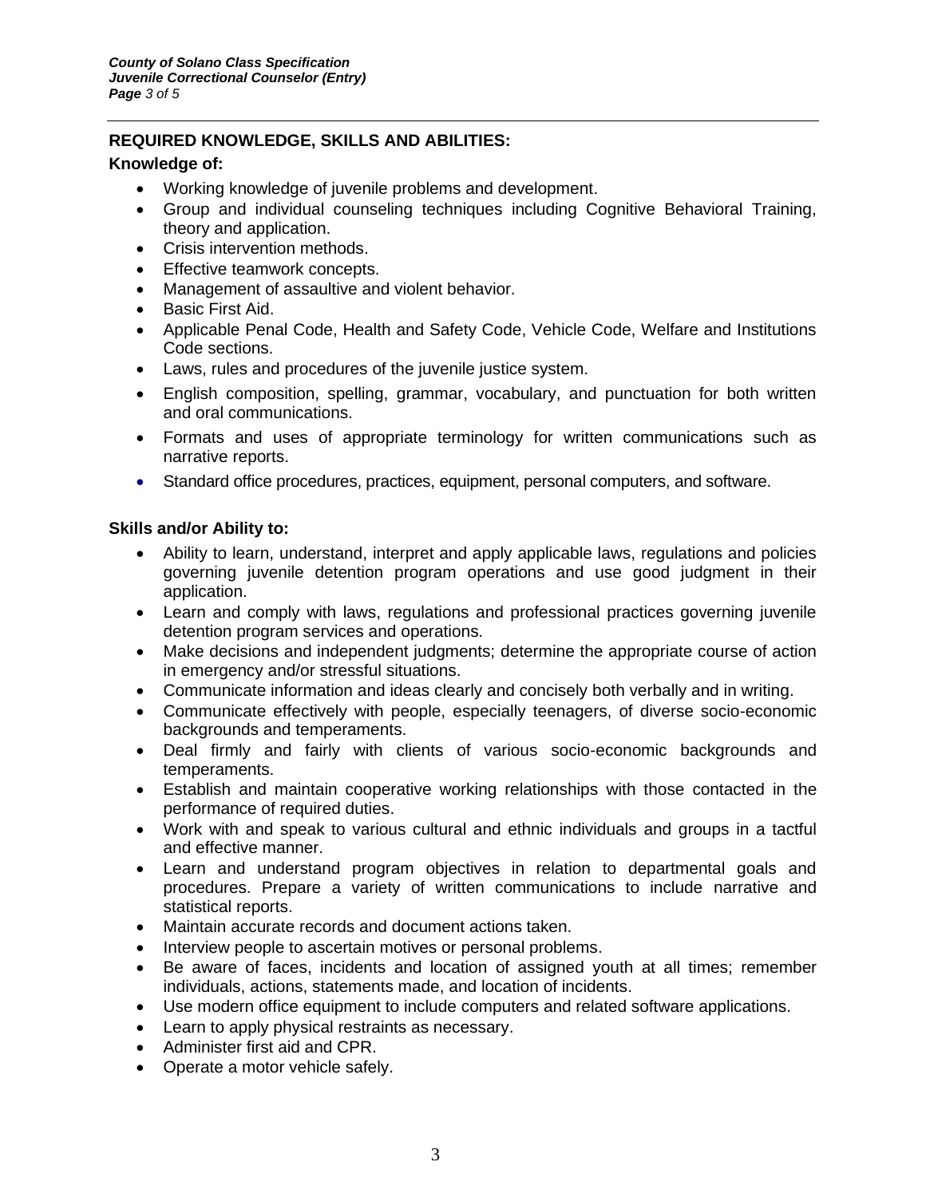## REQUIRED KNOWLEDGE, SKILLS AND ABILITIES:

### Knowledge of:

- Working knowledge of juvenile problems and development.
- Group and individual counseling techniques including Cognitive Behavioral Training, theory and application.
- Crisis intervention methods.
- Effective teamwork concepts.
- Management of assaultive and violent behavior.
- Basic First Aid.
- Applicable Penal Code, Health and Safety Code, Vehicle Code, Welfare and Institutions Code sections.
- Laws, rules and procedures of the juvenile justice system.
- English composition, spelling, grammar, vocabulary, and punctuation for both written and oral communications.
- Formats and uses of appropriate terminology for written communications such as narrative reports.
- Standard office procedures, practices, equipment, personal computers, and software.

### Skills and/or Ability to:

- Ability to learn, understand, interpret and apply applicable laws, regulations and policies governing juvenile detention program operations and use good judgment in their application.
- Learn and comply with laws, regulations and professional practices governing juvenile detention program services and operations.
- Make decisions and independent judgments; determine the appropriate course of action in emergency and/or stressful situations.
- Communicate information and ideas clearly and concisely both verbally and in writing.
- Communicate effectively with people, especially teenagers, of diverse socio-economic backgrounds and temperaments.
- Deal firmly and fairly with clients of various socio-economic backgrounds and temperaments.
- Establish and maintain cooperative working relationships with those contacted in the performance of required duties.
- Work with and speak to various cultural and ethnic individuals and groups in a tactful and effective manner.
- Learn and understand program objectives in relation to departmental goals and procedures. Prepare a variety of written communications to include narrative and statistical reports.
- Maintain accurate records and document actions taken.
- Interview people to ascertain motives or personal problems.
- Be aware of faces, incidents and location of assigned youth at all times; remember individuals, actions, statements made, and location of incidents.
- Use modern office equipment to include computers and related software applications.
- Learn to apply physical restraints as necessary.
- Administer first aid and CPR.
- Operate a motor vehicle safely.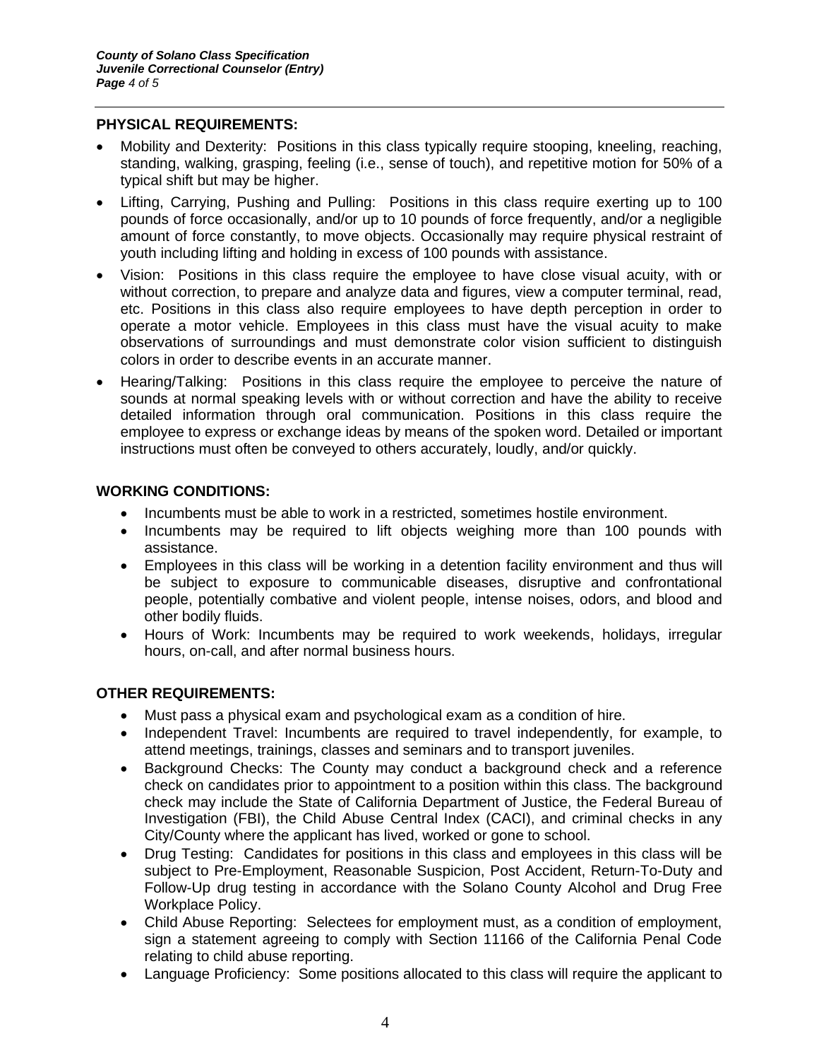**PHYSICAL REQUIREMENTS:**

- Mobility and Dexterity: Positions in this class typically require stooping, kneeling, reaching, standing, walking, grasping, feeling (i.e., sense of touch), and repetitive motion for 50% of a typical shift but may be higher.
- Lifting, Carrying, Pushing and Pulling: Positions in this class require exerting up to 100 pounds of force occasionally, and/or up to 10 pounds of force frequently, and/or a negligible amount of force constantly, to move objects. Occasionally may require physical restraint of youth including lifting and holding in excess of 100 pounds with assistance.
- Vision: Positions in this class require the employee to have close visual acuity, with or without correction, to prepare and analyze data and figures, view a computer terminal, read, etc. Positions in this class also require employees to have depth perception in order to operate a motor vehicle. Employees in this class must have the visual acuity to make observations of surroundings and must demonstrate color vision sufficient to distinguish colors in order to describe events in an accurate manner.
- Hearing/Talking: Positions in this class require the employee to perceive the nature of sounds at normal speaking levels with or without correction and have the ability to receive detailed information through oral communication. Positions in this class require the employee to express or exchange ideas by means of the spoken word. Detailed or important instructions must often be conveyed to others accurately, loudly, and/or quickly.

**WORKING CONDITIONS:**

- Incumbents must be able to work in a restricted, sometimes hostile environment.
- Incumbents may be required to lift objects weighing more than 100 pounds with assistance.
- Employees in this class will be working in a detention facility environment and thus will be subject to exposure to communicable diseases, disruptive and confrontational people, potentially combative and violent people, intense noises, odors, and blood and other bodily fluids.
- Hours of Work: Incumbents may be required to work weekends, holidays, irregular hours, on-call, and after normal business hours.

**OTHER REQUIREMENTS:**

- Must pass a physical exam and psychological exam as a condition of hire.
- Independent Travel: Incumbents are required to travel independently, for example, to attend meetings, trainings, classes and seminars and to transport juveniles.
- Background Checks: The County may conduct a background check and a reference check on candidates prior to appointment to a position within this class. The background check may include the State of California Department of Justice, the Federal Bureau of Investigation (FBI), the Child Abuse Central Index (CACI), and criminal checks in any City/County where the applicant has lived, worked or gone to school.
- Drug Testing: Candidates for positions in this class and employees in this class will be subject to Pre-Employment, Reasonable Suspicion, Post Accident, Return-To-Duty and Follow-Up drug testing in accordance with the Solano County Alcohol and Drug Free Workplace Policy.
- Child Abuse Reporting: Selectees for employment must, as a condition of employment, sign a statement agreeing to comply with Section 11166 of the California Penal Code relating to child abuse reporting.
- Language Proficiency: Some positions allocated to this class will require the applicant to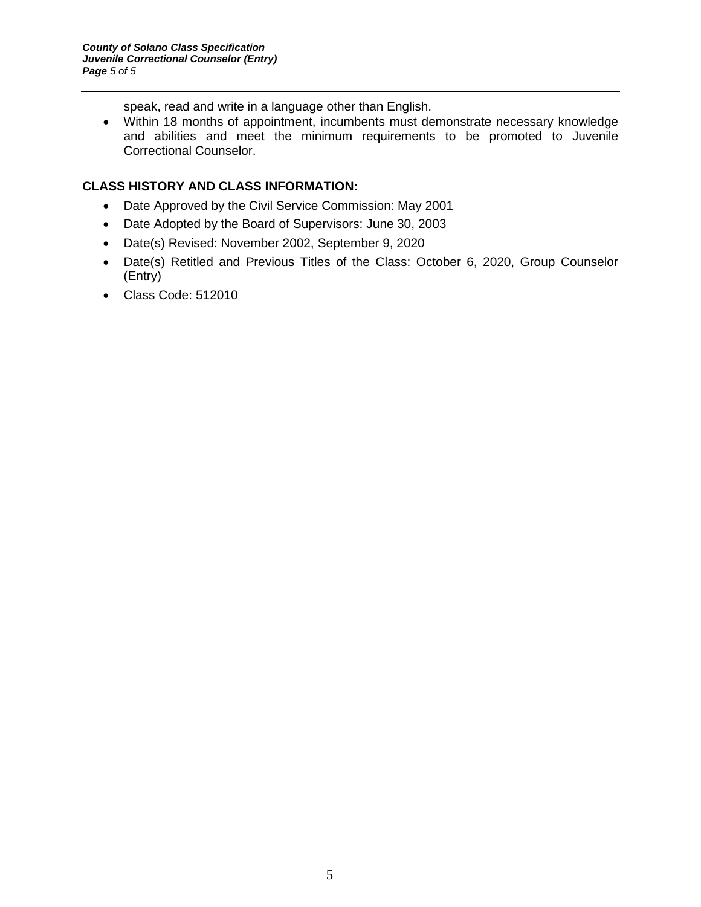speak, read and write in a language other than English.

- Within 18 months of appointment, incumbents must demonstrate necessary knowledge and abilities and meet the minimum requirements to be promoted to Juvenile Correctional Counselor.

## CLASS HISTORY AND CLASS INFORMATION:

- Date Approved by the Civil Service Commission: May 2001
- Date Adopted by the Board of Supervisors: June 30, 2003
- Date(s) Revised: November 2002, September 9, 2020
- Date(s) Retitled and Previous Titles of the Class: October 6, 2020, Group Counselor (Entry)
- Class Code: 512010